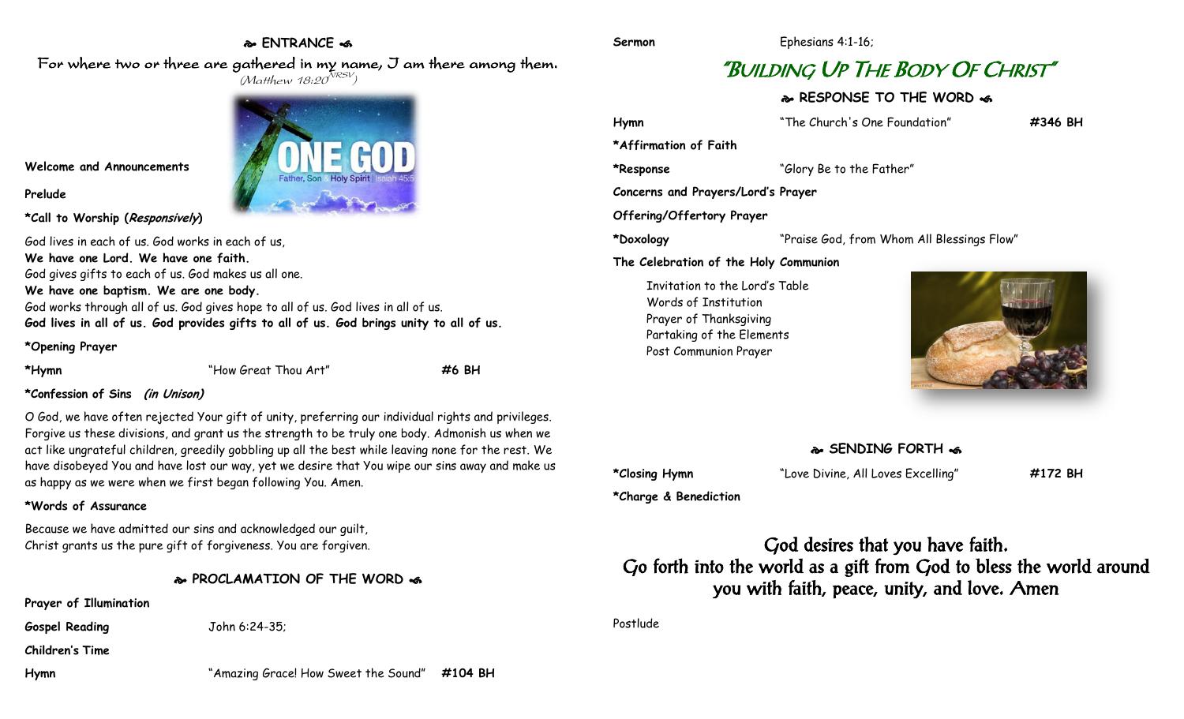## ❧ ENTRANCE ☙

For where two or three are gathered in my name, I am there among them.
(Matthew 18:20 NRSV)

**Welcome and Announcements**

**Prelude**

**\*Call to Worship (*Responsively*)**

God lives in each of us. God works in each of us,
**We have one Lord. We have one faith.**
God gives gifts to each of us. God makes us all one.
**We have one baptism. We are one body.**
God works through all of us. God gives hope to all of us. God lives in all of us.
**God lives in all of us. God provides gifts to all of us. God brings unity to all of us.**

**\*Opening Prayer**

**\*Hymn** "How Great Thou Art" **#6 BH**

**\*Confession of Sins *(in Unison)***

O God, we have often rejected Your gift of unity, preferring our individual rights and privileges. Forgive us these divisions, and grant us the strength to be truly one body. Admonish us when we act like ungrateful children, greedily gobbling up all the best while leaving none for the rest. We have disobeyed You and have lost our way, yet we desire that You wipe our sins away and make us as happy as we were when we first began following You. Amen.

**\*Words of Assurance**

Because we have admitted our sins and acknowledged our guilt,
Christ grants us the pure gift of forgiveness. You are forgiven.

## ❧ PROCLAMATION OF THE WORD ☙

**Prayer of Illumination**

**Gospel Reading** John 6:24-35;

**Children's Time**

**Hymn** "Amazing Grace! How Sweet the Sound" **#104 BH**

**Sermon** Ephesians 4:1-16;

# "BUILDING UP THE BODY OF CHRIST"

## ❧ RESPONSE TO THE WORD ☙

**Hymn** "The Church's One Foundation" **#346 BH**

**\*Affirmation of Faith**

**\*Response** "Glory Be to the Father"

**Concerns and Prayers/Lord's Prayer**

**Offering/Offertory Prayer**

**\*Doxology** "Praise God, from Whom All Blessings Flow"

**The Celebration of the Holy Communion**

Invitation to the Lord's Table
Words of Institution
Prayer of Thanksgiving
Partaking of the Elements
Post Communion Prayer

## ❧ SENDING FORTH ☙

**\*Closing Hymn** "Love Divine, All Loves Excelling" **#172 BH**

**\*Charge & Benediction**

God desires that you have faith.
Go forth into the world as a gift from God to bless the world around you with faith, peace, unity, and love. Amen

Postlude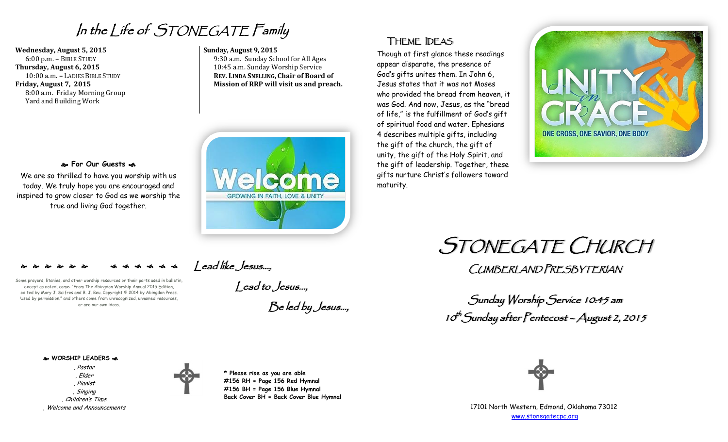# In the Life of STONEGATE Family

**Wednesday, August 5, 2015**
6:00 p.m. – BIBLE STUDY
**Thursday, August 6, 2015**
10:00 a.m. – LADIES BIBLE STUDY
**Friday, August 7, 2015**
8:00 a.m. Friday Morning Group
Yard and Building Work

**Sunday, August 9, 2015**
9:30 a.m. Sunday School for All Ages
10:45 a.m. Sunday Worship Service
**REV. LINDA SNELLING, Chair of Board of Mission of RRP will visit us and preach.**

### For Our Guests

We are so thrilled to have you worship with us today. We truly hope you are encouraged and inspired to grow closer to God as we worship the true and living God together.

Welcome
GROWING IN FAITH, LOVE & UNITY

Some prayers, litanies, and other worship resources or their parts used in bulletin, except as noted, come: "From The Abingdon Worship Annual 2015 Edition, edited by Mary J. Scifres and B. J. Beu. Copyright © 2014 by Abingdon Press. Used by permission." and others come from unrecognized, unnamed resources, or are our own ideas.

*Lead like Jesus...,*

*Lead to Jesus...,*

*Be led by Jesus...,*

### WORSHIP LEADERS

*, Pastor*
*, Elder*
*, Pianist*
*, Singing*
*, Children's Time*
*, Welcome and Announcements*

**\* Please rise as you are able**
**#156 RH = Page 156 Red Hymnal**
**#156 BH = Page 156 Blue Hymnal**
**Back Cover BH = Back Cover Blue Hymnal**

## THEME IDEAS

Though at first glance these readings appear disparate, the presence of God's gifts unites them. In John 6, Jesus states that it was not Moses who provided the bread from heaven, it was God. And now, Jesus, as the "bread of life," is the fulfillment of God's gift of spiritual food and water. Ephesians 4 describes multiple gifts, including the gift of the church, the gift of unity, the gift of the Holy Spirit, and the gift of leadership. Together, these gifts nurture Christ's followers toward maturity.

UNITY in GRACE
ONE CROSS, ONE SAVIOR, ONE BODY

# STONEGATE CHURCH

## CUMBERLAND PRESBYTERIAN

### Sunday Worship Service 10:45 am

### 10th Sunday after Pentecost – August 2, 2015

17101 North Western, Edmond, Oklahoma 73012
www.stonegatecpc.org